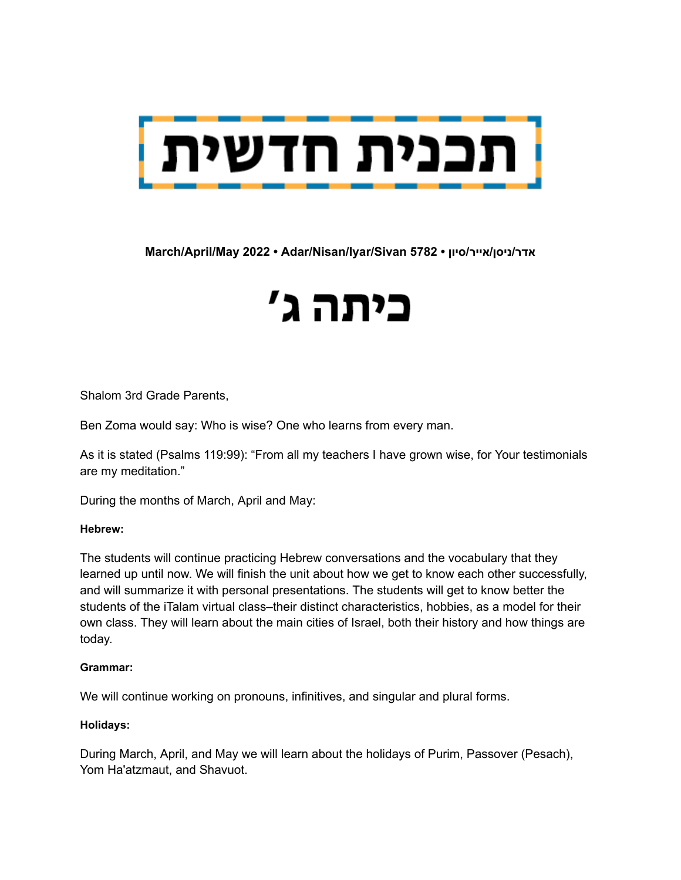# תכנית חדשית

**March/April/May 2022 • Adar/Nisan/Iyar/Sivan 5782 • אדר/ניסן/אייר/סיון**

# כיתה ג׳

Shalom 3rd Grade Parents,

Ben Zoma would say: Who is wise? One who learns from every man.

As it is stated (Psalms 119:99): "From all my teachers I have grown wise, for Your testimonials are my meditation."

During the months of March, April and May:

**Hebrew:**

The students will continue practicing Hebrew conversations and the vocabulary that they learned up until now. We will finish the unit about how we get to know each other successfully, and will summarize it with personal presentations. The students will get to know better the students of the iTalam virtual class–their distinct characteristics, hobbies, as a model for their own class. They will learn about the main cities of Israel, both their history and how things are today.

**Grammar:**

We will continue working on pronouns, infinitives, and singular and plural forms.

**Holidays:**

During March, April, and May we will learn about the holidays of Purim, Passover (Pesach), Yom Ha'atzmaut, and Shavuot.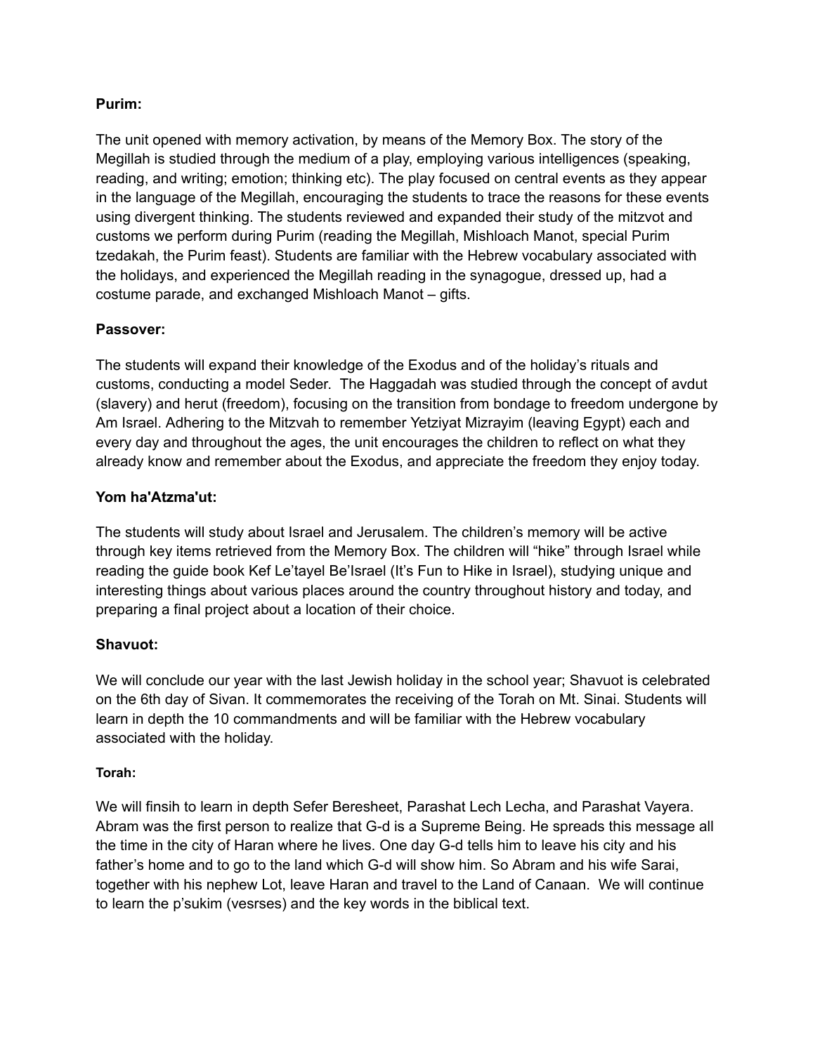**Purim:**

The unit opened with memory activation, by means of the Memory Box. The story of the Megillah is studied through the medium of a play, employing various intelligences (speaking, reading, and writing; emotion; thinking etc). The play focused on central events as they appear in the language of the Megillah, encouraging the students to trace the reasons for these events using divergent thinking. The students reviewed and expanded their study of the mitzvot and customs we perform during Purim (reading the Megillah, Mishloach Manot, special Purim tzedakah, the Purim feast). Students are familiar with the Hebrew vocabulary associated with the holidays, and experienced the Megillah reading in the synagogue, dressed up, had a costume parade, and exchanged Mishloach Manot – gifts.

**Passover:**

The students will expand their knowledge of the Exodus and of the holiday's rituals and customs, conducting a model Seder. The Haggadah was studied through the concept of avdut (slavery) and herut (freedom), focusing on the transition from bondage to freedom undergone by Am Israel. Adhering to the Mitzvah to remember Yetziyat Mizrayim (leaving Egypt) each and every day and throughout the ages, the unit encourages the children to reflect on what they already know and remember about the Exodus, and appreciate the freedom they enjoy today.

**Yom ha'Atzma'ut:**

The students will study about Israel and Jerusalem. The children's memory will be active through key items retrieved from the Memory Box. The children will "hike" through Israel while reading the guide book Kef Le'tayel Be'Israel (It's Fun to Hike in Israel), studying unique and interesting things about various places around the country throughout history and today, and preparing a final project about a location of their choice.

**Shavuot:**

We will conclude our year with the last Jewish holiday in the school year; Shavuot is celebrated on the 6th day of Sivan. It commemorates the receiving of the Torah on Mt. Sinai. Students will learn in depth the 10 commandments and will be familiar with the Hebrew vocabulary associated with the holiday.

**Torah:**

We will finsih to learn in depth Sefer Beresheet, Parashat Lech Lecha, and Parashat Vayera. Abram was the first person to realize that G-d is a Supreme Being. He spreads this message all the time in the city of Haran where he lives. One day G-d tells him to leave his city and his father's home and to go to the land which G-d will show him. So Abram and his wife Sarai, together with his nephew Lot, leave Haran and travel to the Land of Canaan. We will continue to learn the p'sukim (vesrses) and the key words in the biblical text.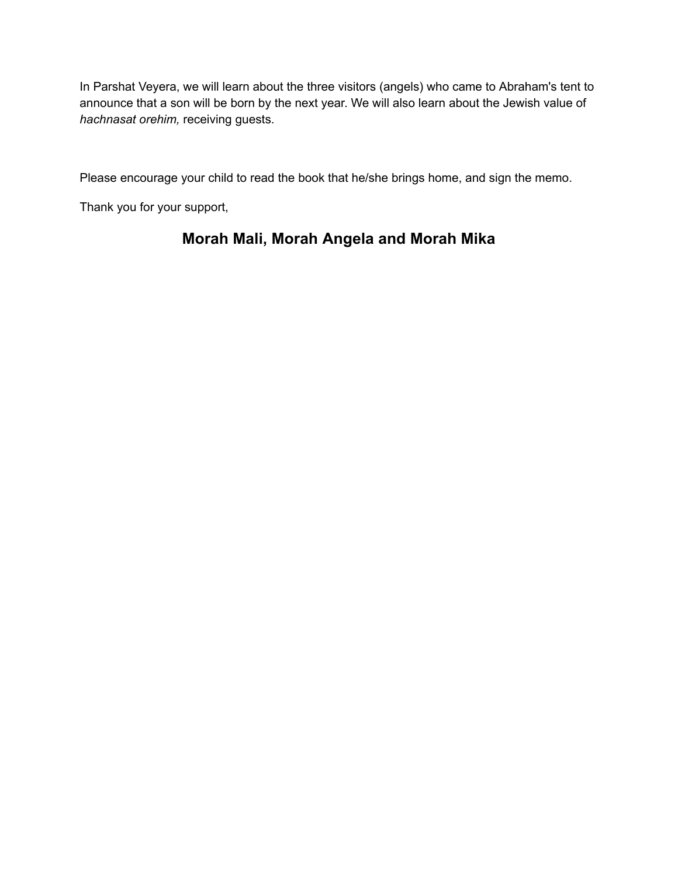In Parshat Veyera, we will learn about the three visitors (angels) who came to Abraham's tent to announce that a son will be born by the next year. We will also learn about the Jewish value of *hachnasat orehim,* receiving guests.

Please encourage your child to read the book that he/she brings home, and sign the memo.

Thank you for your support,

**Morah Mali, Morah Angela and Morah Mika**